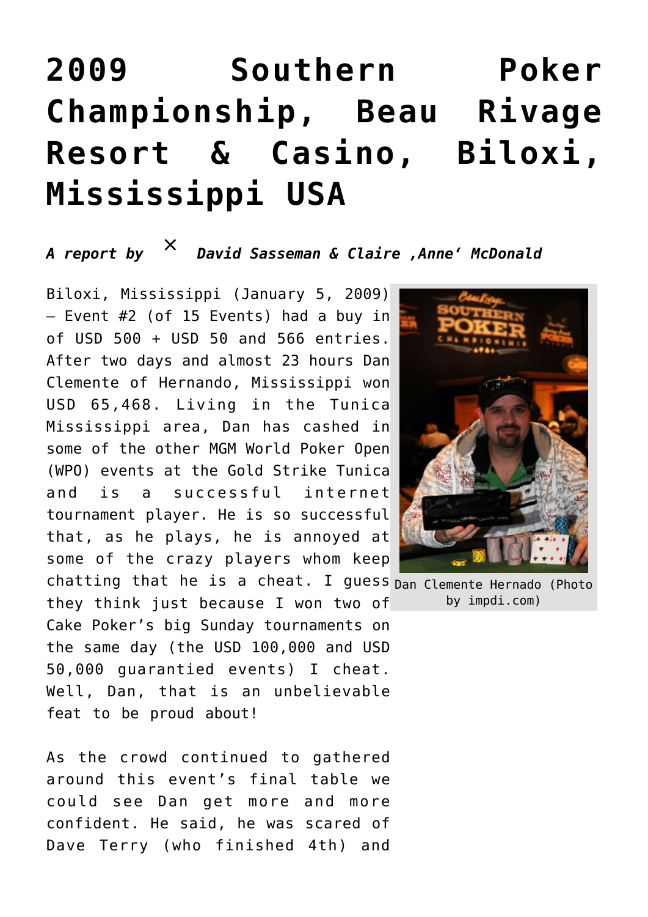# 2009 Southern Poker Championship, Beau Rivage Resort & Casino, Biloxi, Mississippi USA

***A report by David Sasseman & Claire ‚Anne' McDonald***

Biloxi, Mississippi (January 5, 2009) – Event #2 (of 15 Events) had a buy in of USD 500 + USD 50 and 566 entries. After two days and almost 23 hours Dan Clemente of Hernando, Mississippi won USD 65,468. Living in the Tunica Mississippi area, Dan has cashed in some of the other MGM World Poker Open (WPO) events at the Gold Strike Tunica and is a successful internet tournament player. He is so successful that, as he plays, he is annoyed at some of the crazy players whom keep chatting that he is a cheat. I guess they think just because I won two of Cake Poker's big Sunday tournaments on the same day (the USD 100,000 and USD 50,000 guarantied events) I cheat. Well, Dan, that is an unbelievable feat to be proud about!

Dan Clemente Hernado (Photo by impdi.com)

As the crowd continued to gathered around this event's final table we could see Dan get more and more confident. He said, he was scared of Dave Terry (who finished 4th) and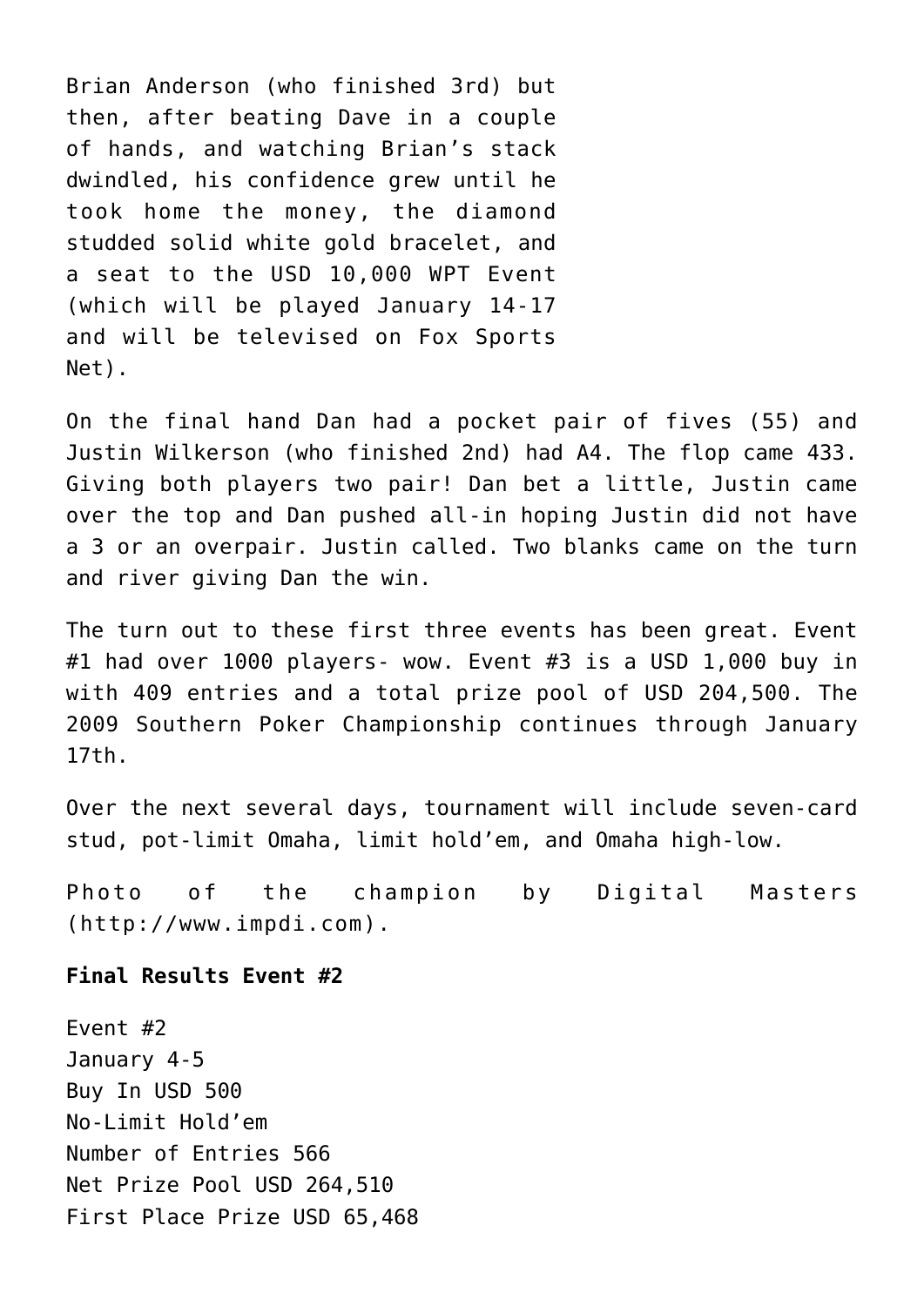Brian Anderson (who finished 3rd) but then, after beating Dave in a couple of hands, and watching Brian's stack dwindled, his confidence grew until he took home the money, the diamond studded solid white gold bracelet, and a seat to the USD 10,000 WPT Event (which will be played January 14-17 and will be televised on Fox Sports Net).

On the final hand Dan had a pocket pair of fives (55) and Justin Wilkerson (who finished 2nd) had A4. The flop came 433. Giving both players two pair! Dan bet a little, Justin came over the top and Dan pushed all-in hoping Justin did not have a 3 or an overpair. Justin called. Two blanks came on the turn and river giving Dan the win.

The turn out to these first three events has been great. Event #1 had over 1000 players- wow. Event #3 is a USD 1,000 buy in with 409 entries and a total prize pool of USD 204,500. The 2009 Southern Poker Championship continues through January 17th.

Over the next several days, tournament will include seven-card stud, pot-limit Omaha, limit hold'em, and Omaha high-low.

Photo of the champion by Digital Masters (http://www.impdi.com).

**Final Results Event #2**

Event #2
January 4-5
Buy In USD 500
No-Limit Hold'em
Number of Entries 566
Net Prize Pool USD 264,510
First Place Prize USD 65,468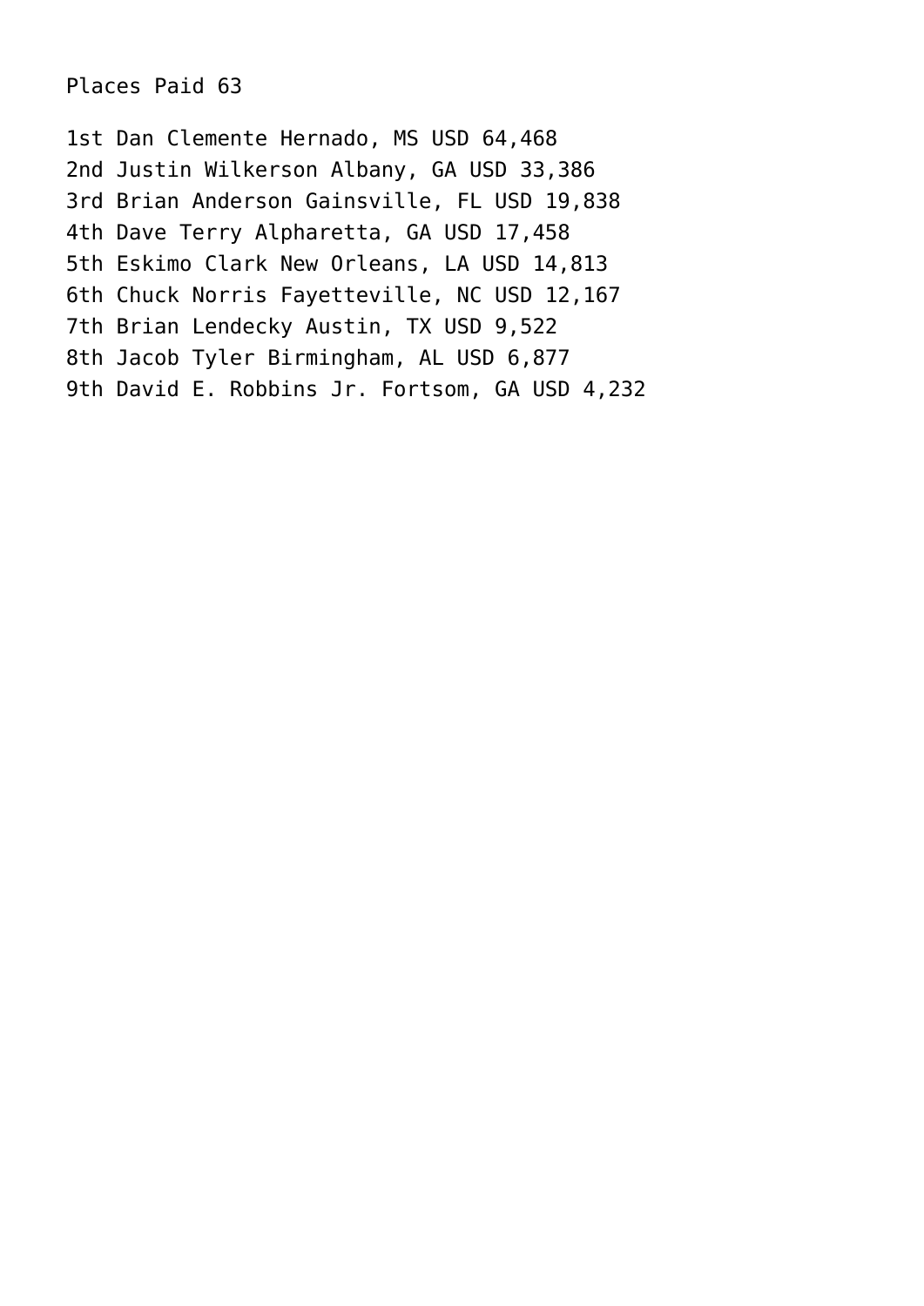Places Paid 63

1st Dan Clemente Hernado, MS USD 64,468
2nd Justin Wilkerson Albany, GA USD 33,386
3rd Brian Anderson Gainsville, FL USD 19,838
4th Dave Terry Alpharetta, GA USD 17,458
5th Eskimo Clark New Orleans, LA USD 14,813
6th Chuck Norris Fayetteville, NC USD 12,167
7th Brian Lendecky Austin, TX USD 9,522
8th Jacob Tyler Birmingham, AL USD 6,877
9th David E. Robbins Jr. Fortsom, GA USD 4,232